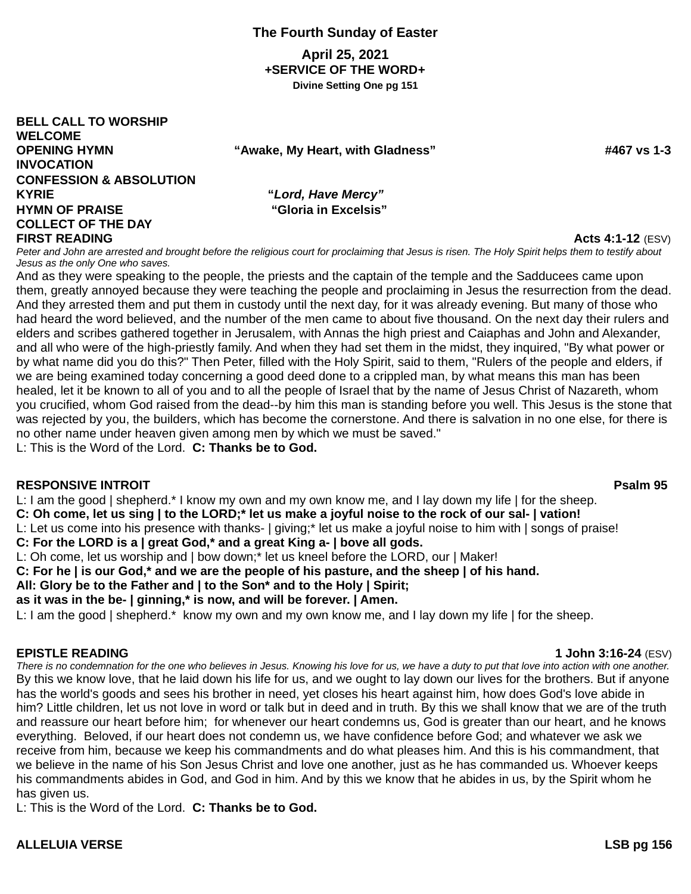# The Fourth Sunday of Easter

**April 25, 2021**
**+SERVICE OF THE WORD+**
**Divine Setting One pg 151**

**BELL CALL TO WORSHIP**
**WELCOME**
**OPENING HYMN "Awake, My Heart, with Gladness" #467 vs 1-3**
**INVOCATION**
**CONFESSION & ABSOLUTION**
**KYRIE "*Lord, Have Mercy*"**
**HYMN OF PRAISE "Gloria in Excelsis"**
**COLLECT OF THE DAY**
**FIRST READING Acts 4:1-12** (ESV)

*Peter and John are arrested and brought before the religious court for proclaiming that Jesus is risen. The Holy Spirit helps them to testify about Jesus as the only One who saves.*

And as they were speaking to the people, the priests and the captain of the temple and the Sadducees came upon them, greatly annoyed because they were teaching the people and proclaiming in Jesus the resurrection from the dead. And they arrested them and put them in custody until the next day, for it was already evening. But many of those who had heard the word believed, and the number of the men came to about five thousand. On the next day their rulers and elders and scribes gathered together in Jerusalem, with Annas the high priest and Caiaphas and John and Alexander, and all who were of the high-priestly family. And when they had set them in the midst, they inquired, "By what power or by what name did you do this?" Then Peter, filled with the Holy Spirit, said to them, "Rulers of the people and elders, if we are being examined today concerning a good deed done to a crippled man, by what means this man has been healed, let it be known to all of you and to all the people of Israel that by the name of Jesus Christ of Nazareth, whom you crucified, whom God raised from the dead--by him this man is standing before you well. This Jesus is the stone that was rejected by you, the builders, which has become the cornerstone. And there is salvation in no one else, for there is no other name under heaven given among men by which we must be saved."

L: This is the Word of the Lord. **C: Thanks be to God.**

**RESPONSIVE INTROIT Psalm 95**

L: I am the good | shepherd.* I know my own and my own know me, and I lay down my life | for the sheep.
**C: Oh come, let us sing | to the LORD;* let us make a joyful noise to the rock of our sal- | vation!**
L: Let us come into his presence with thanks- | giving;* let us make a joyful noise to him with | songs of praise!
**C: For the LORD is a | great God,* and a great King a- | bove all gods.**
L: Oh come, let us worship and | bow down;* let us kneel before the LORD, our | Maker!
**C: For he | is our God,* and we are the people of his pasture, and the sheep | of his hand.**
**All: Glory be to the Father and | to the Son* and to the Holy | Spirit;**
**as it was in the be- | ginning,* is now, and will be forever. | Amen.**
L: I am the good | shepherd.* know my own and my own know me, and I lay down my life | for the sheep.

**EPISTLE READING 1 John 3:16-24** (ESV)

*There is no condemnation for the one who believes in Jesus. Knowing his love for us, we have a duty to put that love into action with one another.*

By this we know love, that he laid down his life for us, and we ought to lay down our lives for the brothers. But if anyone has the world's goods and sees his brother in need, yet closes his heart against him, how does God's love abide in him? Little children, let us not love in word or talk but in deed and in truth. By this we shall know that we are of the truth and reassure our heart before him; for whenever our heart condemns us, God is greater than our heart, and he knows everything. Beloved, if our heart does not condemn us, we have confidence before God; and whatever we ask we receive from him, because we keep his commandments and do what pleases him. And this is his commandment, that we believe in the name of his Son Jesus Christ and love one another, just as he has commanded us. Whoever keeps his commandments abides in God, and God in him. And by this we know that he abides in us, by the Spirit whom he has given us.

L: This is the Word of the Lord. **C: Thanks be to God.**

**ALLELUIA VERSE LSB pg 156**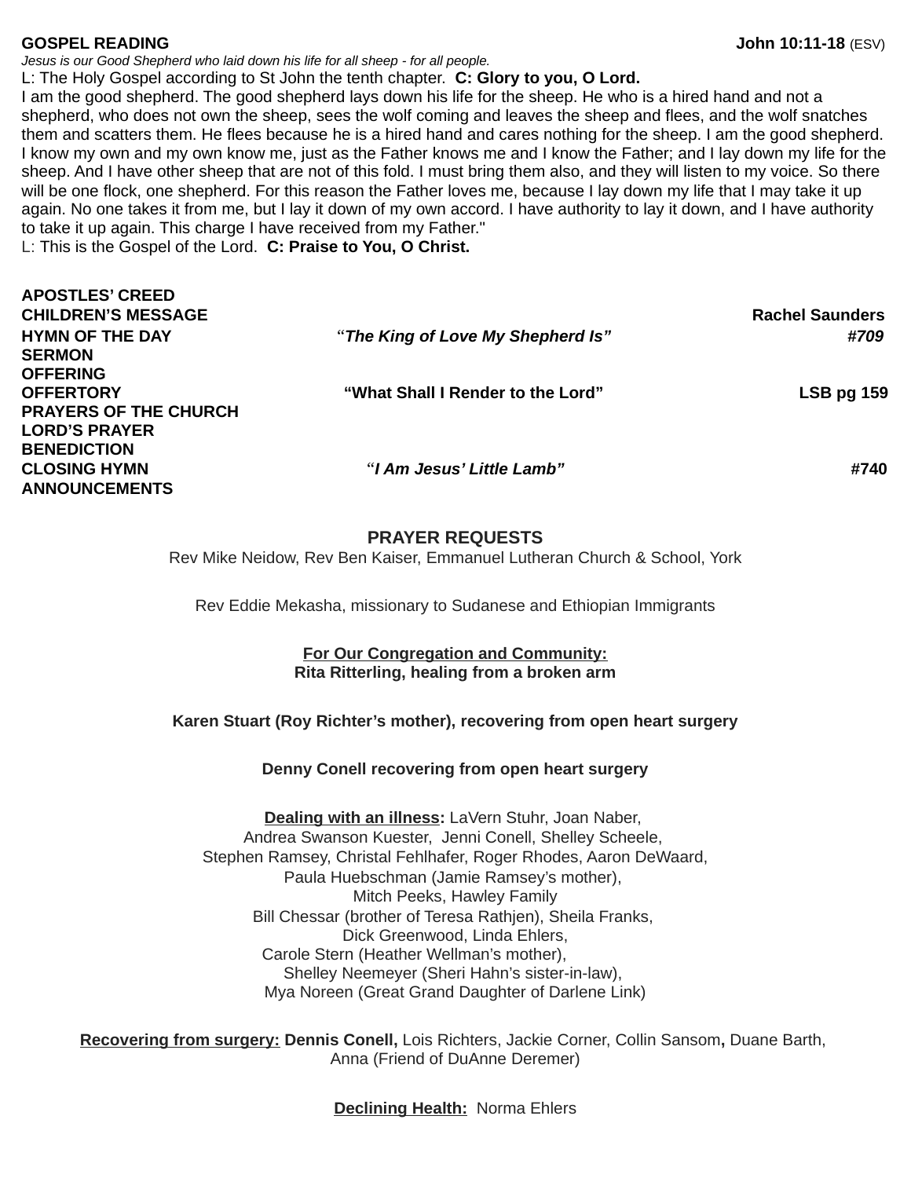**GOSPEL READING** **John 10:11-18** (ESV)

*Jesus is our Good Shepherd who laid down his life for all sheep - for all people.*

L: The Holy Gospel according to St John the tenth chapter. **C: Glory to you, O Lord.**

I am the good shepherd. The good shepherd lays down his life for the sheep. He who is a hired hand and not a shepherd, who does not own the sheep, sees the wolf coming and leaves the sheep and flees, and the wolf snatches them and scatters them. He flees because he is a hired hand and cares nothing for the sheep. I am the good shepherd. I know my own and my own know me, just as the Father knows me and I know the Father; and I lay down my life for the sheep. And I have other sheep that are not of this fold. I must bring them also, and they will listen to my voice. So there will be one flock, one shepherd. For this reason the Father loves me, because I lay down my life that I may take it up again. No one takes it from me, but I lay it down of my own accord. I have authority to lay it down, and I have authority to take it up again. This charge I have received from my Father."

L: This is the Gospel of the Lord. **C: Praise to You, O Christ.**

**APOSTLES' CREED**

**CHILDREN'S MESSAGE** **Rachel Saunders**

**HYMN OF THE DAY** "***The King of Love My Shepherd Is"*** ***#709***

**SERMON**

**OFFERING**

**OFFERTORY** **"What Shall I Render to the Lord"** **LSB pg 159**

**PRAYERS OF THE CHURCH**

**LORD'S PRAYER**

**BENEDICTION**

**CLOSING HYMN** "***I Am Jesus' Little Lamb"*** **#740**

**ANNOUNCEMENTS**

## PRAYER REQUESTS

Rev Mike Neidow, Rev Ben Kaiser, Emmanuel Lutheran Church & School, York

Rev Eddie Mekasha, missionary to Sudanese and Ethiopian Immigrants

**For Our Congregation and Community:**
**Rita Ritterling, healing from a broken arm**

**Karen Stuart (Roy Richter's mother), recovering from open heart surgery**

**Denny Conell recovering from open heart surgery**

**Dealing with an illness:** LaVern Stuhr, Joan Naber,
Andrea Swanson Kuester, Jenni Conell, Shelley Scheele,
Stephen Ramsey, Christal Fehlhafer, Roger Rhodes, Aaron DeWaard,
Paula Huebschman (Jamie Ramsey's mother),
Mitch Peeks, Hawley Family
Bill Chessar (brother of Teresa Rathjen), Sheila Franks,
Dick Greenwood, Linda Ehlers,
Carole Stern (Heather Wellman's mother),
Shelley Neemeyer (Sheri Hahn's sister-in-law),
Mya Noreen (Great Grand Daughter of Darlene Link)

**Recovering from surgery:** **Dennis Conell,** Lois Richters, Jackie Corner, Collin Sansom**,** Duane Barth,
Anna (Friend of DuAnne Deremer)

**Declining Health:** Norma Ehlers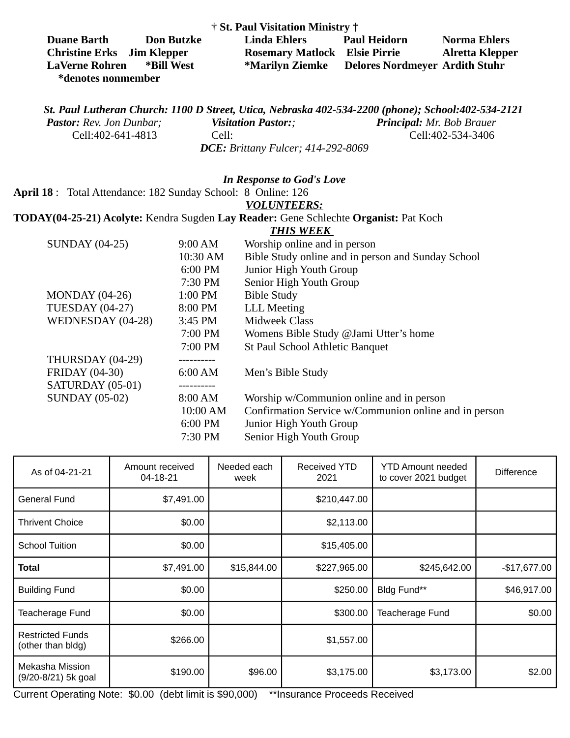**† St. Paul Visitation Ministry †**

**Duane Barth** **Don Butzke** **Linda Ehlers** **Paul Heidorn** **Norma Ehlers**
**Christine Erks** **Jim Klepper** **Rosemary Matlock** **Elsie Pirrie** **Alretta Klepper**
**LaVerne Rohren** ***Bill West** ***Marilyn Ziemke** **Delores Nordmeyer** **Ardith Stuhr**
***denotes nonmember**

***St. Paul Lutheran Church: 1100 D Street, Utica, Nebraska 402-534-2200 (phone); School:402-534-2121***

***Pastor:** Rev. Jon Dunbar;* Cell:402-641-4813
***Visitation Pastor:**;* Cell:
***Principal:** Mr. Bob Brauer* Cell:402-534-3406
***DCE:** Brittany Fulcer; 414-292-8069*

***In Response to God's Love***

**April 18** : Total Attendance: 182 Sunday School: 8 Online: 126

***VOLUNTEERS:***

**TODAY(04-25-21) Acolyte:** Kendra Sugden **Lay Reader:** Gene Schlechte **Organist:** Pat Koch

***THIS WEEK***

| | | |
|---|---|---|
| SUNDAY (04-25) | 9:00 AM | Worship online and in person |
| | 10:30 AM | Bible Study online and in person and Sunday School |
| | 6:00 PM | Junior High Youth Group |
| | 7:30 PM | Senior High Youth Group |
| MONDAY (04-26) | 1:00 PM | Bible Study |
| TUESDAY (04-27) | 8:00 PM | LLL Meeting |
| WEDNESDAY (04-28) | 3:45 PM | Midweek Class |
| | 7:00 PM | Womens Bible Study @Jami Utter's home |
| | 7:00 PM | St Paul School Athletic Banquet |
| THURSDAY (04-29) | ---------- | |
| FRIDAY (04-30) | 6:00 AM | Men's Bible Study |
| SATURDAY (05-01) | ---------- | |
| SUNDAY (05-02) | 8:00 AM | Worship w/Communion online and in person |
| | 10:00 AM | Confirmation Service w/Communion online and in person |
| | 6:00 PM | Junior High Youth Group |
| | 7:30 PM | Senior High Youth Group |

| As of 04-21-21 | Amount received 04-18-21 | Needed each week | Received YTD 2021 | YTD Amount needed to cover 2021 budget | Difference |
|---|---|---|---|---|---|
| General Fund | $7,491.00 | | $210,447.00 | | |
| Thrivent Choice | $0.00 | | $2,113.00 | | |
| School Tuition | $0.00 | | $15,405.00 | | |
| **Total** | $7,491.00 | $15,844.00 | $227,965.00 | $245,642.00 | -$17,677.00 |
| Building Fund | $0.00 | | $250.00 | Bldg Fund** | $46,917.00 |
| Teacherage Fund | $0.00 | | $300.00 | Teacherage Fund | $0.00 |
| Restricted Funds (other than bldg) | $266.00 | | $1,557.00 | | |
| Mekasha Mission (9/20-8/21) 5k goal | $190.00 | $96.00 | $3,175.00 | $3,173.00 | $2.00 |

Current Operating Note: $0.00 (debt limit is $90,000) **Insurance Proceeds Received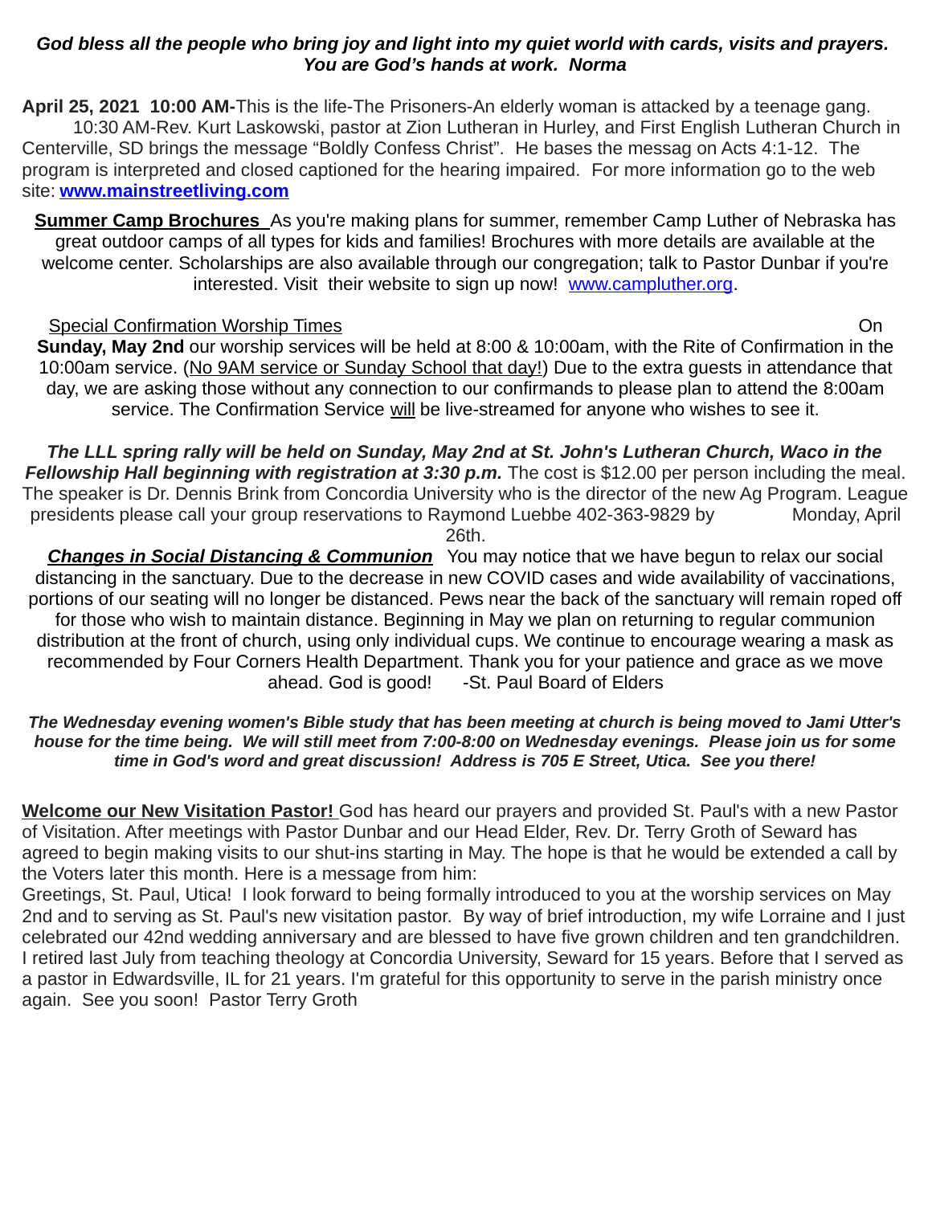***God bless all the people who bring joy and light into my quiet world with cards, visits and prayers. You are God's hands at work. Norma***

**April 25, 2021 10:00 AM-**This is the life-The Prisoners-An elderly woman is attacked by a teenage gang. 10:30 AM-Rev. Kurt Laskowski, pastor at Zion Lutheran in Hurley, and First English Lutheran Church in Centerville, SD brings the message "Boldly Confess Christ". He bases the messag on Acts 4:1-12. The program is interpreted and closed captioned for the hearing impaired. For more information go to the web site: **www.mainstreetliving.com**

**Summer Camp Brochures** As you're making plans for summer, remember Camp Luther of Nebraska has great outdoor camps of all types for kids and families! Brochures with more details are available at the welcome center. Scholarships are also available through our congregation; talk to Pastor Dunbar if you're interested. Visit their website to sign up now! www.campluther.org.

Special Confirmation Worship Times

On **Sunday, May 2nd** our worship services will be held at 8:00 & 10:00am, with the Rite of Confirmation in the 10:00am service. (No 9AM service or Sunday School that day!) Due to the extra guests in attendance that day, we are asking those without any connection to our confirmands to please plan to attend the 8:00am service. The Confirmation Service will be live-streamed for anyone who wishes to see it.

***The LLL spring rally will be held on Sunday, May 2nd at St. John's Lutheran Church, Waco in the Fellowship Hall beginning with registration at 3:30 p.m.*** The cost is $12.00 per person including the meal. The speaker is Dr. Dennis Brink from Concordia University who is the director of the new Ag Program. League presidents please call your group reservations to Raymond Luebbe 402-363-9829 by Monday, April 26th.

***Changes in Social Distancing & Communion*** You may notice that we have begun to relax our social distancing in the sanctuary. Due to the decrease in new COVID cases and wide availability of vaccinations, portions of our seating will no longer be distanced. Pews near the back of the sanctuary will remain roped off for those who wish to maintain distance. Beginning in May we plan on returning to regular communion distribution at the front of church, using only individual cups. We continue to encourage wearing a mask as recommended by Four Corners Health Department. Thank you for your patience and grace as we move ahead. God is good! -St. Paul Board of Elders

***The Wednesday evening women's Bible study that has been meeting at church is being moved to Jami Utter's house for the time being. We will still meet from 7:00-8:00 on Wednesday evenings. Please join us for some time in God's word and great discussion! Address is 705 E Street, Utica. See you there!***

**Welcome our New Visitation Pastor!** God has heard our prayers and provided St. Paul's with a new Pastor of Visitation. After meetings with Pastor Dunbar and our Head Elder, Rev. Dr. Terry Groth of Seward has agreed to begin making visits to our shut-ins starting in May. The hope is that he would be extended a call by the Voters later this month. Here is a message from him:

Greetings, St. Paul, Utica! I look forward to being formally introduced to you at the worship services on May 2nd and to serving as St. Paul's new visitation pastor. By way of brief introduction, my wife Lorraine and I just celebrated our 42nd wedding anniversary and are blessed to have five grown children and ten grandchildren. I retired last July from teaching theology at Concordia University, Seward for 15 years. Before that I served as a pastor in Edwardsville, IL for 21 years. I'm grateful for this opportunity to serve in the parish ministry once again. See you soon! Pastor Terry Groth